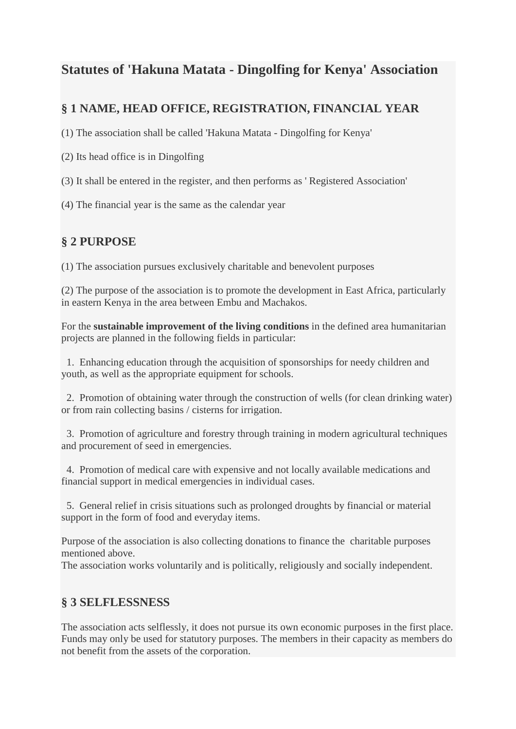# Statutes of 'Hakuna Matata - Dingolfing for Kenya' Association

## § 1 NAME, HEAD OFFICE, REGISTRATION, FINANCIAL YEAR

(1) The association shall be called 'Hakuna Matata - Dingolfing for Kenya'

(2) Its head office is in Dingolfing

(3) It shall be entered in the register, and then performs as ' Registered Association'

(4) The financial year is the same as the calendar year

## § 2 PURPOSE

(1) The association pursues exclusively charitable and benevolent purposes

(2) The purpose of the association is to promote the development in East Africa, particularly in eastern Kenya in the area between Embu and Machakos.

For the **sustainable improvement of the living conditions** in the defined area humanitarian projects are planned in the following fields in particular:

1. Enhancing education through the acquisition of sponsorships for needy children and youth, as well as the appropriate equipment for schools.

2. Promotion of obtaining water through the construction of wells (for clean drinking water) or from rain collecting basins / cisterns for irrigation.

3. Promotion of agriculture and forestry through training in modern agricultural techniques and procurement of seed in emergencies.

4. Promotion of medical care with expensive and not locally available medications and financial support in medical emergencies in individual cases.

5. General relief in crisis situations such as prolonged droughts by financial or material support in the form of food and everyday items.

Purpose of the association is also collecting donations to finance the charitable purposes mentioned above.
The association works voluntarily and is politically, religiously and socially independent.

## § 3 SELFLESSNESS

The association acts selflessly, it does not pursue its own economic purposes in the first place. Funds may only be used for statutory purposes. The members in their capacity as members do not benefit from the assets of the corporation.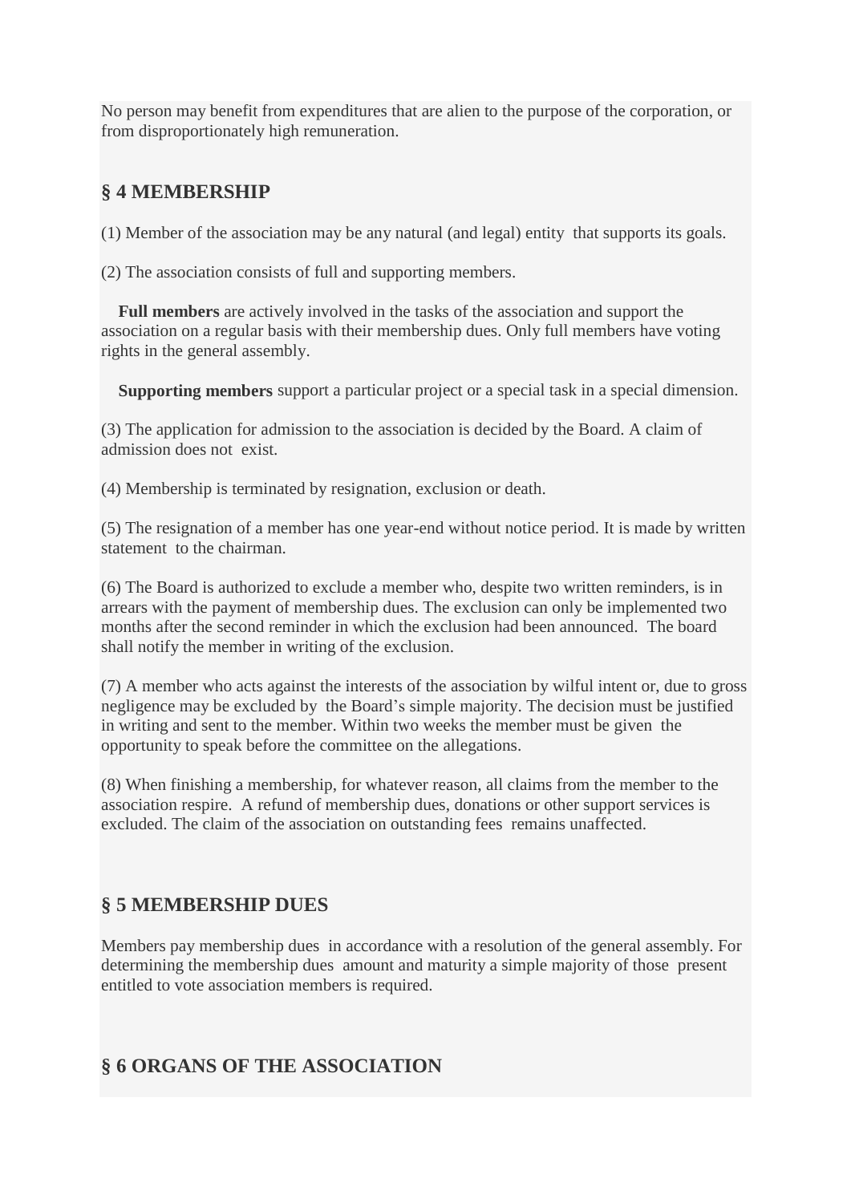No person may benefit from expenditures that are alien to the purpose of the corporation, or from disproportionately high remuneration.

## § 4 MEMBERSHIP

(1) Member of the association may be any natural (and legal) entity that supports its goals.

(2) The association consists of full and supporting members.

**Full members** are actively involved in the tasks of the association and support the association on a regular basis with their membership dues. Only full members have voting rights in the general assembly.

**Supporting members** support a particular project or a special task in a special dimension.

(3) The application for admission to the association is decided by the Board. A claim of admission does not exist.

(4) Membership is terminated by resignation, exclusion or death.

(5) The resignation of a member has one year-end without notice period. It is made by written statement to the chairman.

(6) The Board is authorized to exclude a member who, despite two written reminders, is in arrears with the payment of membership dues. The exclusion can only be implemented two months after the second reminder in which the exclusion had been announced. The board shall notify the member in writing of the exclusion.

(7) A member who acts against the interests of the association by wilful intent or, due to gross negligence may be excluded by the Board's simple majority. The decision must be justified in writing and sent to the member. Within two weeks the member must be given the opportunity to speak before the committee on the allegations.

(8) When finishing a membership, for whatever reason, all claims from the member to the association respire. A refund of membership dues, donations or other support services is excluded. The claim of the association on outstanding fees remains unaffected.

## § 5 MEMBERSHIP DUES

Members pay membership dues in accordance with a resolution of the general assembly. For determining the membership dues amount and maturity a simple majority of those present entitled to vote association members is required.

## § 6 ORGANS OF THE ASSOCIATION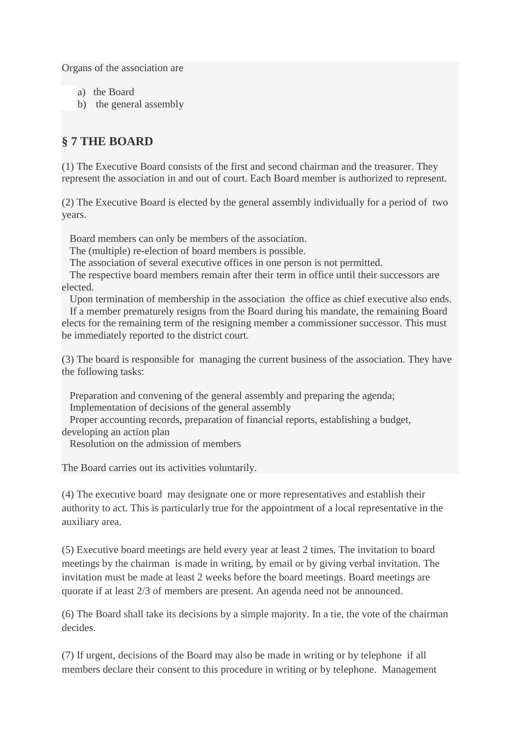Organs of the association are

a) the Board
b) the general assembly

## § 7 THE BOARD

(1) The Executive Board consists of the first and second chairman and the treasurer. They represent the association in and out of court. Each Board member is authorized to represent.

(2) The Executive Board is elected by the general assembly individually for a period of two years.

Board members can only be members of the association.
The (multiple) re-election of board members is possible.
The association of several executive offices in one person is not permitted.
The respective board members remain after their term in office until their successors are elected.
Upon termination of membership in the association the office as chief executive also ends.
If a member prematurely resigns from the Board during his mandate, the remaining Board elects for the remaining term of the resigning member a commissioner successor. This must be immediately reported to the district court.

(3) The board is responsible for managing the current business of the association. They have the following tasks:

Preparation and convening of the general assembly and preparing the agenda;
Implementation of decisions of the general assembly
Proper accounting records, preparation of financial reports, establishing a budget, developing an action plan
Resolution on the admission of members

The Board carries out its activities voluntarily.

(4) The executive board may designate one or more representatives and establish their authority to act. This is particularly true for the appointment of a local representative in the auxiliary area.

(5) Executive board meetings are held every year at least 2 times. The invitation to board meetings by the chairman is made in writing, by email or by giving verbal invitation. The invitation must be made at least 2 weeks before the board meetings. Board meetings are quorate if at least 2/3 of members are present. An agenda need not be announced.

(6) The Board shall take its decisions by a simple majority. In a tie, the vote of the chairman decides.

(7) If urgent, decisions of the Board may also be made in writing or by telephone if all members declare their consent to this procedure in writing or by telephone. Management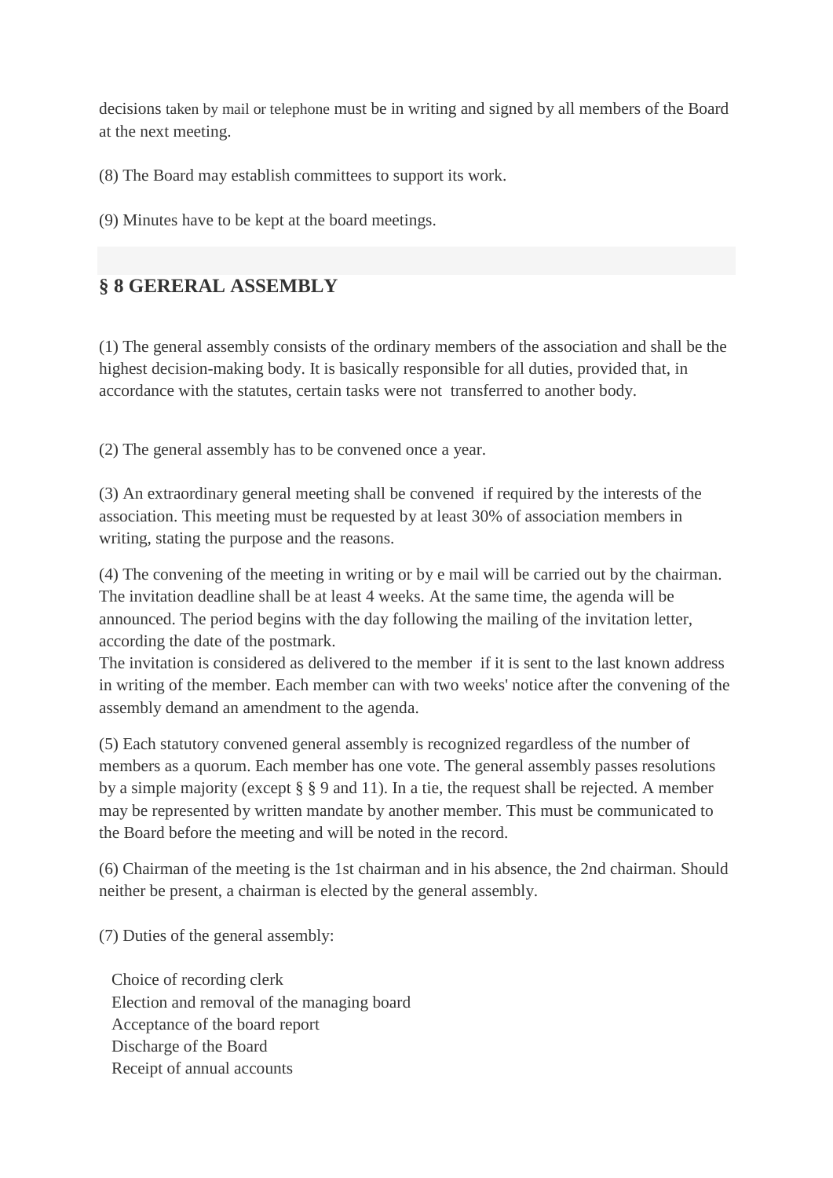decisions taken by mail or telephone must be in writing and signed by all members of the Board at the next meeting.

(8) The Board may establish committees to support its work.

(9) Minutes have to be kept at the board meetings.

## § 8 GERERAL ASSEMBLY

(1) The general assembly consists of the ordinary members of the association and shall be the highest decision-making body. It is basically responsible for all duties, provided that, in accordance with the statutes, certain tasks were not transferred to another body.

(2) The general assembly has to be convened once a year.

(3) An extraordinary general meeting shall be convened if required by the interests of the association. This meeting must be requested by at least 30% of association members in writing, stating the purpose and the reasons.

(4) The convening of the meeting in writing or by e mail will be carried out by the chairman. The invitation deadline shall be at least 4 weeks. At the same time, the agenda will be announced. The period begins with the day following the mailing of the invitation letter, according the date of the postmark.
The invitation is considered as delivered to the member if it is sent to the last known address in writing of the member. Each member can with two weeks' notice after the convening of the assembly demand an amendment to the agenda.

(5) Each statutory convened general assembly is recognized regardless of the number of members as a quorum. Each member has one vote. The general assembly passes resolutions by a simple majority (except § § 9 and 11). In a tie, the request shall be rejected. A member may be represented by written mandate by another member. This must be communicated to the Board before the meeting and will be noted in the record.

(6) Chairman of the meeting is the 1st chairman and in his absence, the 2nd chairman. Should neither be present, a chairman is elected by the general assembly.

(7) Duties of the general assembly:

Choice of recording clerk
Election and removal of the managing board
Acceptance of the board report
Discharge of the Board
Receipt of annual accounts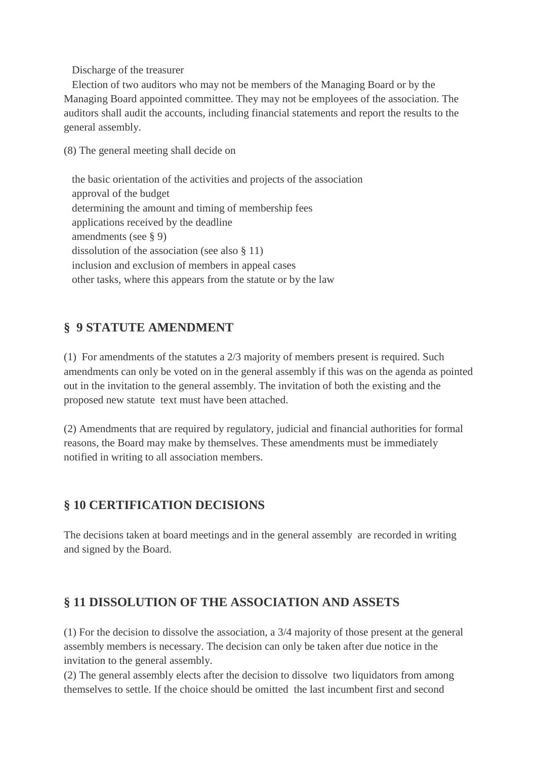Discharge of the treasurer
Election of two auditors who may not be members of the Managing Board or by the Managing Board appointed committee. They may not be employees of the association. The auditors shall audit the accounts, including financial statements and report the results to the general assembly.

(8) The general meeting shall decide on

the basic orientation of the activities and projects of the association
approval of the budget
determining the amount and timing of membership fees
applications received by the deadline
amendments (see § 9)
dissolution of the association (see also § 11)
inclusion and exclusion of members in appeal cases
other tasks, where this appears from the statute or by the law

## § 9 STATUTE AMENDMENT

(1) For amendments of the statutes a 2/3 majority of members present is required. Such amendments can only be voted on in the general assembly if this was on the agenda as pointed out in the invitation to the general assembly. The invitation of both the existing and the proposed new statute text must have been attached.

(2) Amendments that are required by regulatory, judicial and financial authorities for formal reasons, the Board may make by themselves. These amendments must be immediately notified in writing to all association members.

## § 10 CERTIFICATION DECISIONS

The decisions taken at board meetings and in the general assembly are recorded in writing and signed by the Board.

## § 11 DISSOLUTION OF THE ASSOCIATION AND ASSETS

(1) For the decision to dissolve the association, a 3/4 majority of those present at the general assembly members is necessary. The decision can only be taken after due notice in the invitation to the general assembly.
(2) The general assembly elects after the decision to dissolve two liquidators from among themselves to settle. If the choice should be omitted the last incumbent first and second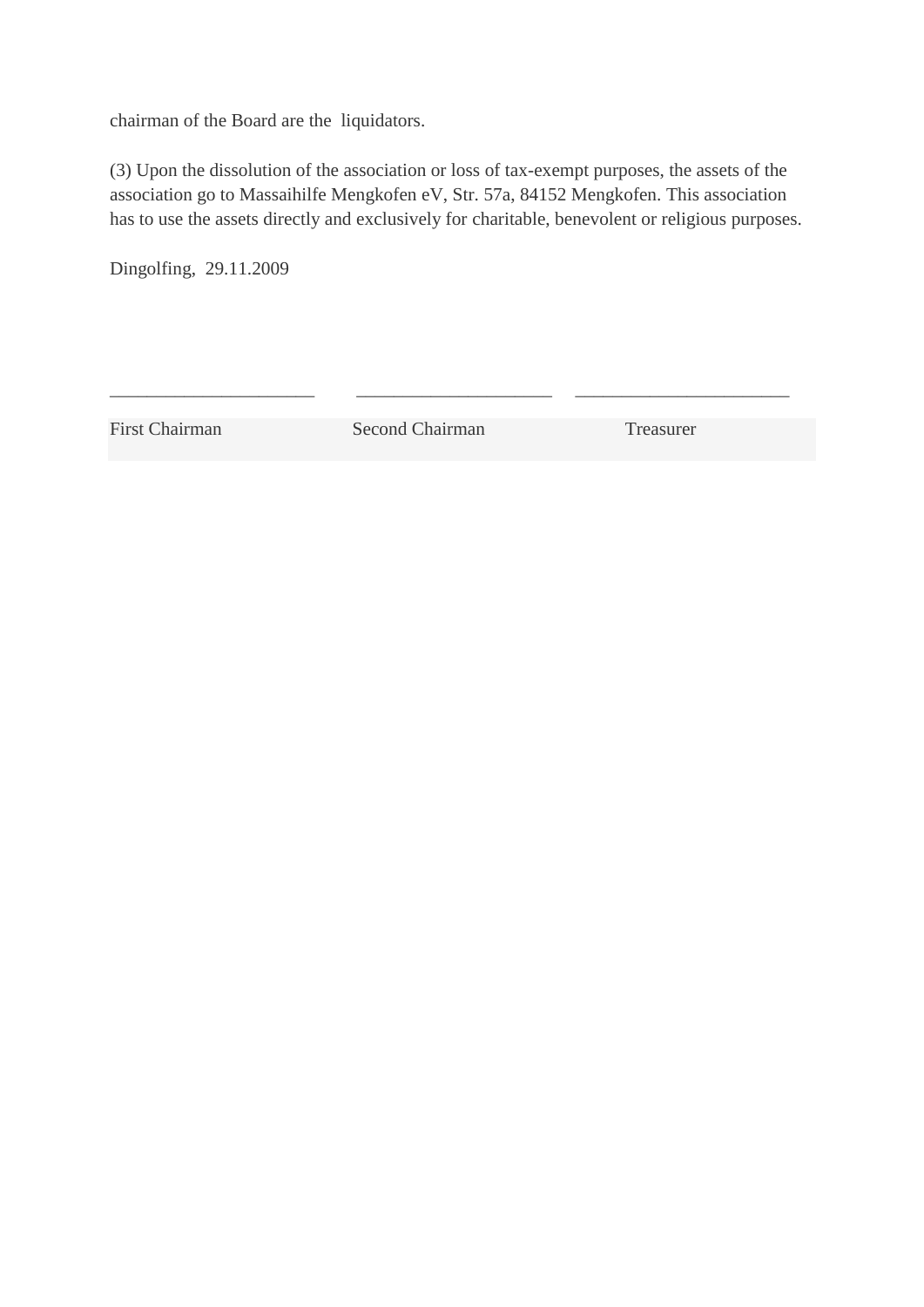chairman of the Board are the liquidators.

(3) Upon the dissolution of the association or loss of tax-exempt purposes, the assets of the association go to Massaihilfe Mengkofen eV, Str. 57a, 84152 Mengkofen. This association has to use the assets directly and exclusively for charitable, benevolent or religious purposes.

Dingolfing, 29.11.2009

| ______________________ | ______________________ | ______________________ |
|---|---|---|
| First Chairman | Second Chairman | Treasurer |